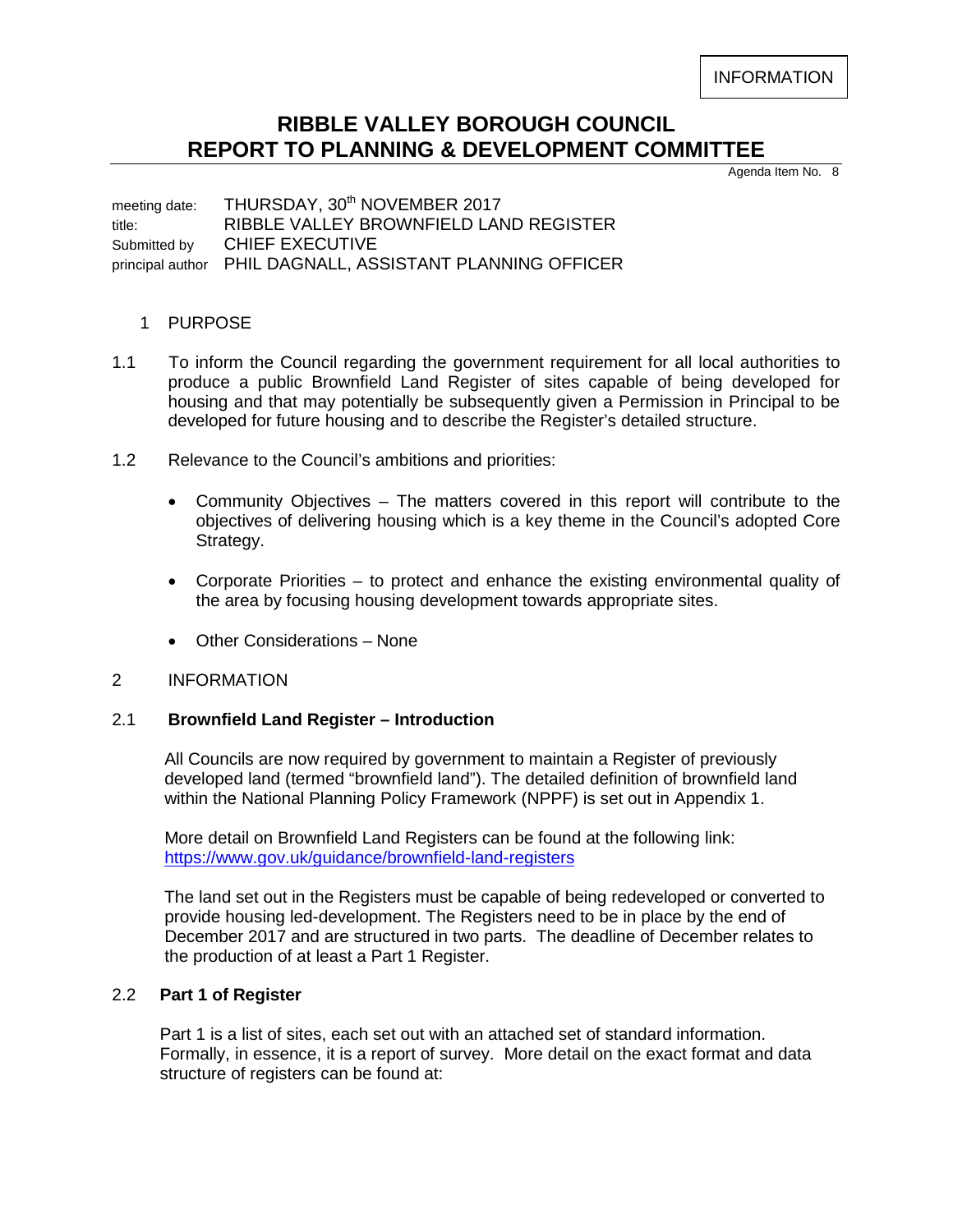INFORMATION

# RIBBLE VALLEY BOROUGH COUNCIL
# REPORT TO PLANNING & DEVELOPMENT COMMITTEE

Agenda Item No. 8

meeting date: THURSDAY, 30th NOVEMBER 2017
title: RIBBLE VALLEY BROWNFIELD LAND REGISTER
Submitted by CHIEF EXECUTIVE
principal author PHIL DAGNALL, ASSISTANT PLANNING OFFICER

## 1 PURPOSE

1.1 To inform the Council regarding the government requirement for all local authorities to produce a public Brownfield Land Register of sites capable of being developed for housing and that may potentially be subsequently given a Permission in Principal to be developed for future housing and to describe the Register's detailed structure.

1.2 Relevance to the Council's ambitions and priorities:

- Community Objectives – The matters covered in this report will contribute to the objectives of delivering housing which is a key theme in the Council's adopted Core Strategy.
- Corporate Priorities – to protect and enhance the existing environmental quality of the area by focusing housing development towards appropriate sites.
- Other Considerations – None

## 2 INFORMATION

### 2.1 Brownfield Land Register – Introduction

All Councils are now required by government to maintain a Register of previously developed land (termed "brownfield land"). The detailed definition of brownfield land within the National Planning Policy Framework (NPPF) is set out in Appendix 1.

More detail on Brownfield Land Registers can be found at the following link:
[https://www.gov.uk/guidance/brownfield-land-registers](https://www.gov.uk/guidance/brownfield-land-registers)

The land set out in the Registers must be capable of being redeveloped or converted to provide housing led-development. The Registers need to be in place by the end of December 2017 and are structured in two parts. The deadline of December relates to the production of at least a Part 1 Register.

### 2.2 Part 1 of Register

Part 1 is a list of sites, each set out with an attached set of standard information. Formally, in essence, it is a report of survey. More detail on the exact format and data structure of registers can be found at: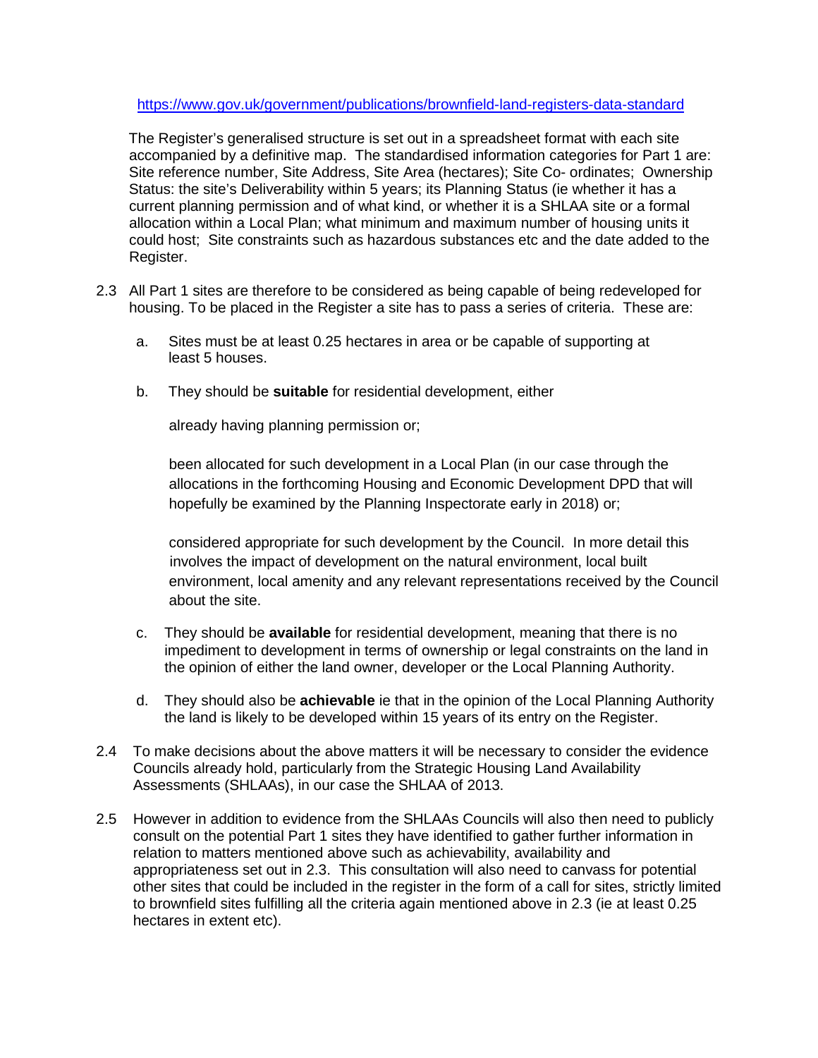https://www.gov.uk/government/publications/brownfield-land-registers-data-standard

The Register's generalised structure is set out in a spreadsheet format with each site accompanied by a definitive map. The standardised information categories for Part 1 are: Site reference number, Site Address, Site Area (hectares); Site Co- ordinates; Ownership Status: the site's Deliverability within 5 years; its Planning Status (ie whether it has a current planning permission and of what kind, or whether it is a SHLAA site or a formal allocation within a Local Plan; what minimum and maximum number of housing units it could host; Site constraints such as hazardous substances etc and the date added to the Register.

2.3 All Part 1 sites are therefore to be considered as being capable of being redeveloped for housing. To be placed in the Register a site has to pass a series of criteria. These are:

a. Sites must be at least 0.25 hectares in area or be capable of supporting at least 5 houses.

b. They should be **suitable** for residential development, either

already having planning permission or;

been allocated for such development in a Local Plan (in our case through the allocations in the forthcoming Housing and Economic Development DPD that will hopefully be examined by the Planning Inspectorate early in 2018) or;

considered appropriate for such development by the Council. In more detail this involves the impact of development on the natural environment, local built environment, local amenity and any relevant representations received by the Council about the site.

c. They should be **available** for residential development, meaning that there is no impediment to development in terms of ownership or legal constraints on the land in the opinion of either the land owner, developer or the Local Planning Authority.

d. They should also be **achievable** ie that in the opinion of the Local Planning Authority the land is likely to be developed within 15 years of its entry on the Register.

2.4 To make decisions about the above matters it will be necessary to consider the evidence Councils already hold, particularly from the Strategic Housing Land Availability Assessments (SHLAAs), in our case the SHLAA of 2013.

2.5 However in addition to evidence from the SHLAAs Councils will also then need to publicly consult on the potential Part 1 sites they have identified to gather further information in relation to matters mentioned above such as achievability, availability and appropriateness set out in 2.3. This consultation will also need to canvass for potential other sites that could be included in the register in the form of a call for sites, strictly limited to brownfield sites fulfilling all the criteria again mentioned above in 2.3 (ie at least 0.25 hectares in extent etc).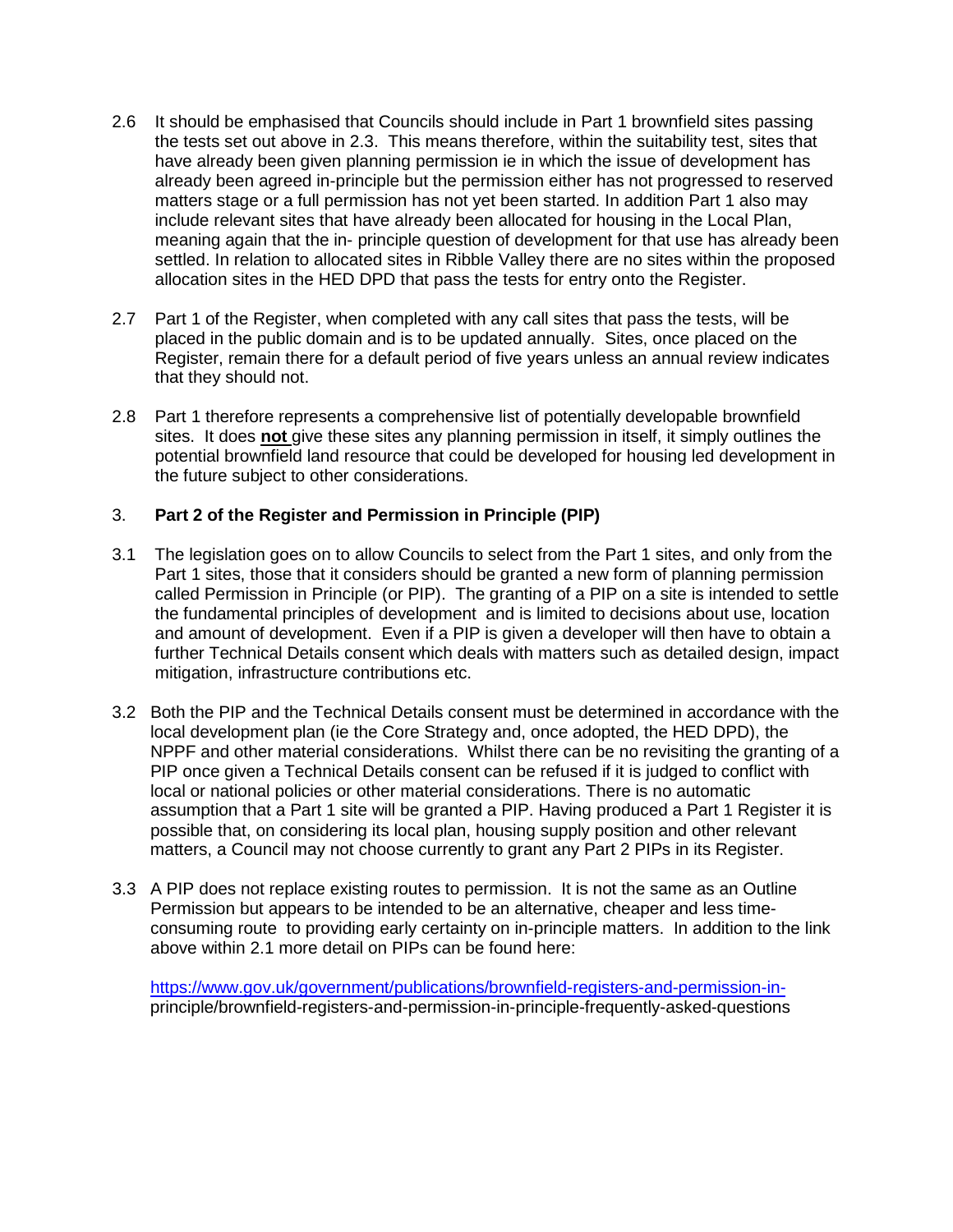2.6 It should be emphasised that Councils should include in Part 1 brownfield sites passing the tests set out above in 2.3. This means therefore, within the suitability test, sites that have already been given planning permission ie in which the issue of development has already been agreed in-principle but the permission either has not progressed to reserved matters stage or a full permission has not yet been started. In addition Part 1 also may include relevant sites that have already been allocated for housing in the Local Plan, meaning again that the in- principle question of development for that use has already been settled. In relation to allocated sites in Ribble Valley there are no sites within the proposed allocation sites in the HED DPD that pass the tests for entry onto the Register.

2.7 Part 1 of the Register, when completed with any call sites that pass the tests, will be placed in the public domain and is to be updated annually. Sites, once placed on the Register, remain there for a default period of five years unless an annual review indicates that they should not.

2.8 Part 1 therefore represents a comprehensive list of potentially developable brownfield sites. It does **not** give these sites any planning permission in itself, it simply outlines the potential brownfield land resource that could be developed for housing led development in the future subject to other considerations.

## 3. Part 2 of the Register and Permission in Principle (PIP)

3.1 The legislation goes on to allow Councils to select from the Part 1 sites, and only from the Part 1 sites, those that it considers should be granted a new form of planning permission called Permission in Principle (or PIP). The granting of a PIP on a site is intended to settle the fundamental principles of development and is limited to decisions about use, location and amount of development. Even if a PIP is given a developer will then have to obtain a further Technical Details consent which deals with matters such as detailed design, impact mitigation, infrastructure contributions etc.

3.2 Both the PIP and the Technical Details consent must be determined in accordance with the local development plan (ie the Core Strategy and, once adopted, the HED DPD), the NPPF and other material considerations. Whilst there can be no revisiting the granting of a PIP once given a Technical Details consent can be refused if it is judged to conflict with local or national policies or other material considerations. There is no automatic assumption that a Part 1 site will be granted a PIP. Having produced a Part 1 Register it is possible that, on considering its local plan, housing supply position and other relevant matters, a Council may not choose currently to grant any Part 2 PIPs in its Register.

3.3 A PIP does not replace existing routes to permission. It is not the same as an Outline Permission but appears to be intended to be an alternative, cheaper and less time-consuming route to providing early certainty on in-principle matters. In addition to the link above within 2.1 more detail on PIPs can be found here:

https://www.gov.uk/government/publications/brownfield-registers-and-permission-in-principle/brownfield-registers-and-permission-in-principle-frequently-asked-questions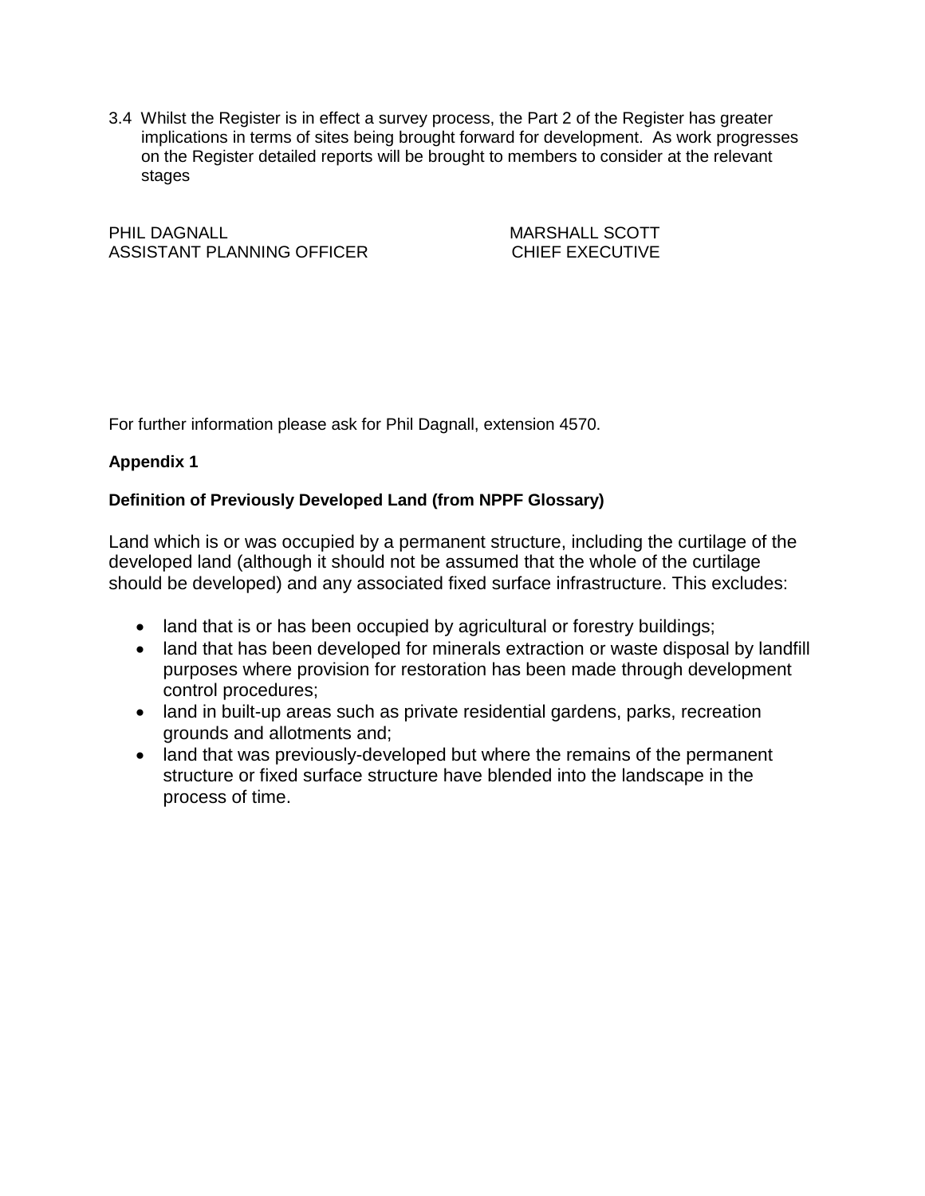3.4 Whilst the Register is in effect a survey process, the Part 2 of the Register has greater implications in terms of sites being brought forward for development. As work progresses on the Register detailed reports will be brought to members to consider at the relevant stages

| | |
|---|---|
| PHIL DAGNALL<br>ASSISTANT PLANNING OFFICER | MARSHALL SCOTT<br>CHIEF EXECUTIVE |

For further information please ask for Phil Dagnall, extension 4570.

**Appendix 1**

**Definition of Previously Developed Land (from NPPF Glossary)**

Land which is or was occupied by a permanent structure, including the curtilage of the developed land (although it should not be assumed that the whole of the curtilage should be developed) and any associated fixed surface infrastructure. This excludes:

- land that is or has been occupied by agricultural or forestry buildings;
- land that has been developed for minerals extraction or waste disposal by landfill purposes where provision for restoration has been made through development control procedures;
- land in built-up areas such as private residential gardens, parks, recreation grounds and allotments and;
- land that was previously-developed but where the remains of the permanent structure or fixed surface structure have blended into the landscape in the process of time.